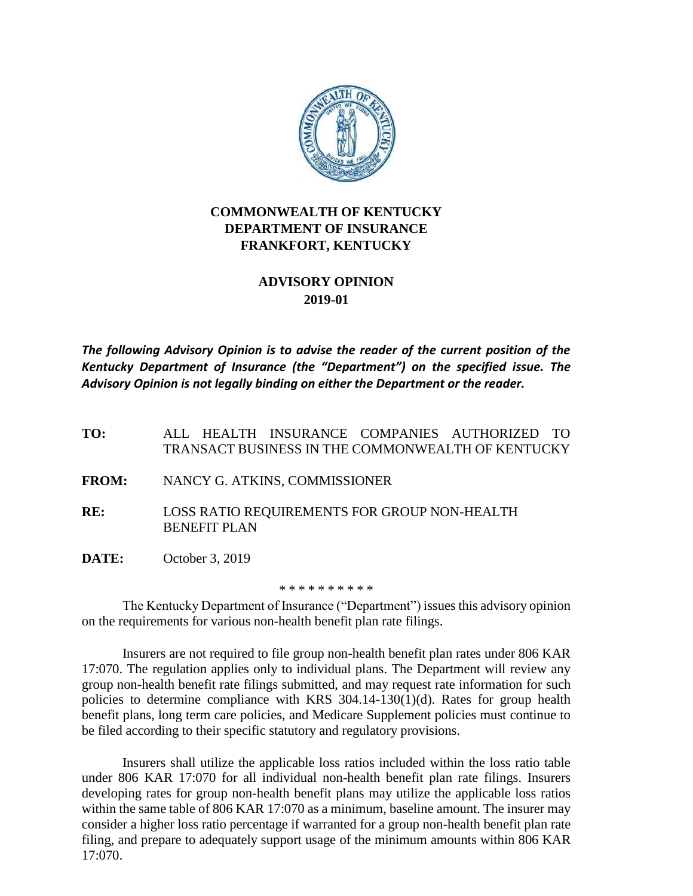**COMMONWEALTH OF KENTUCKY**
**DEPARTMENT OF INSURANCE**
**FRANKFORT, KENTUCKY**

**ADVISORY OPINION**
**2019-01**

***The following Advisory Opinion is to advise the reader of the current position of the Kentucky Department of Insurance (the "Department") on the specified issue. The Advisory Opinion is not legally binding on either the Department or the reader.***

**TO:** ALL HEALTH INSURANCE COMPANIES AUTHORIZED TO TRANSACT BUSINESS IN THE COMMONWEALTH OF KENTUCKY

**FROM:** NANCY G. ATKINS, COMMISSIONER

**RE:** LOSS RATIO REQUIREMENTS FOR GROUP NON-HEALTH BENEFIT PLAN

**DATE:** October 3, 2019

\* \* \* \* \* \* \* \* \* \*

The Kentucky Department of Insurance ("Department") issues this advisory opinion on the requirements for various non-health benefit plan rate filings.

Insurers are not required to file group non-health benefit plan rates under 806 KAR 17:070. The regulation applies only to individual plans. The Department will review any group non-health benefit rate filings submitted, and may request rate information for such policies to determine compliance with KRS 304.14-130(1)(d). Rates for group health benefit plans, long term care policies, and Medicare Supplement policies must continue to be filed according to their specific statutory and regulatory provisions.

Insurers shall utilize the applicable loss ratios included within the loss ratio table under 806 KAR 17:070 for all individual non-health benefit plan rate filings. Insurers developing rates for group non-health benefit plans may utilize the applicable loss ratios within the same table of 806 KAR 17:070 as a minimum, baseline amount. The insurer may consider a higher loss ratio percentage if warranted for a group non-health benefit plan rate filing, and prepare to adequately support usage of the minimum amounts within 806 KAR 17:070.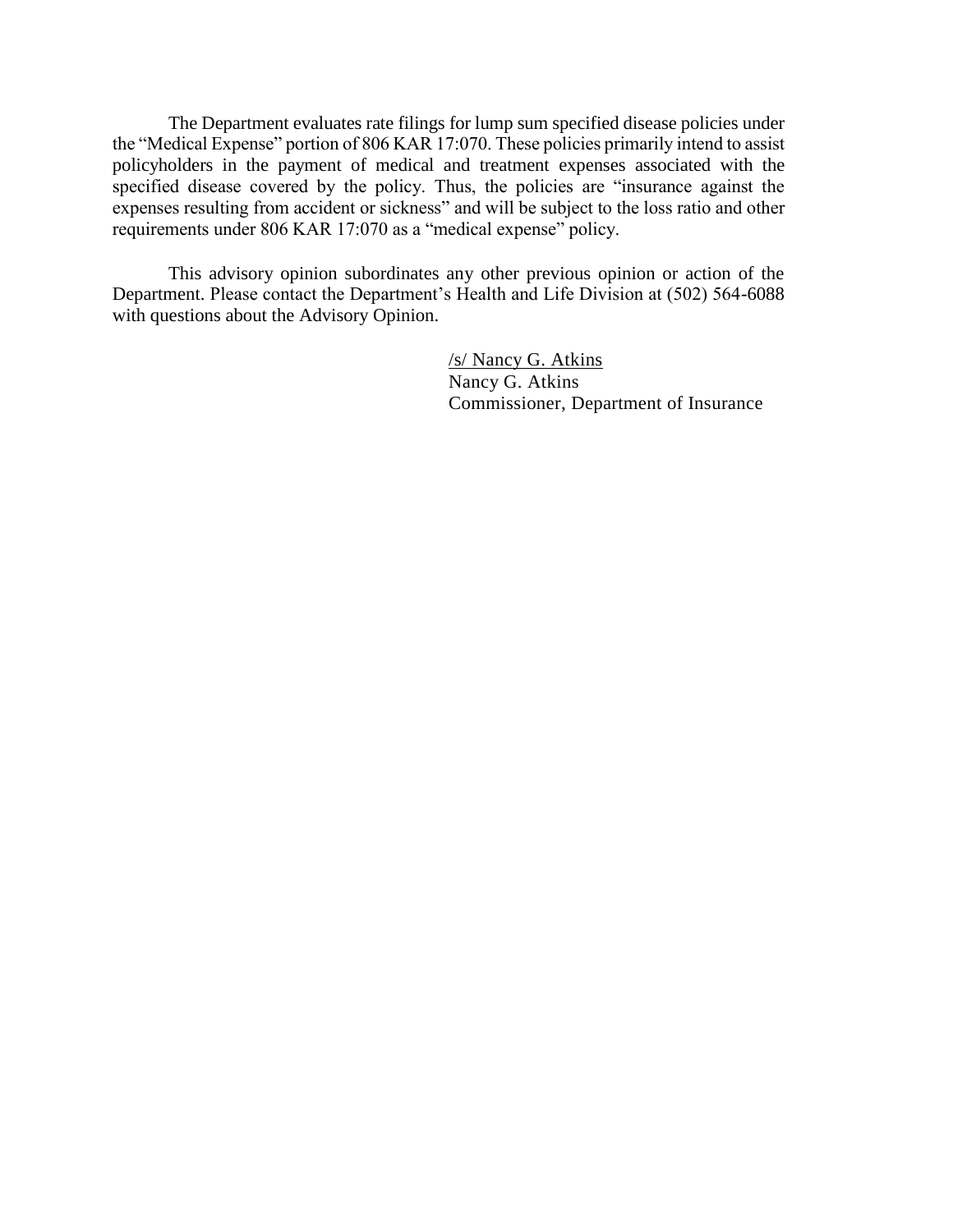The Department evaluates rate filings for lump sum specified disease policies under the "Medical Expense" portion of 806 KAR 17:070. These policies primarily intend to assist policyholders in the payment of medical and treatment expenses associated with the specified disease covered by the policy. Thus, the policies are "insurance against the expenses resulting from accident or sickness" and will be subject to the loss ratio and other requirements under 806 KAR 17:070 as a "medical expense" policy.

This advisory opinion subordinates any other previous opinion or action of the Department. Please contact the Department's Health and Life Division at (502) 564-6088 with questions about the Advisory Opinion.

/s/ Nancy G. Atkins
Nancy G. Atkins
Commissioner, Department of Insurance